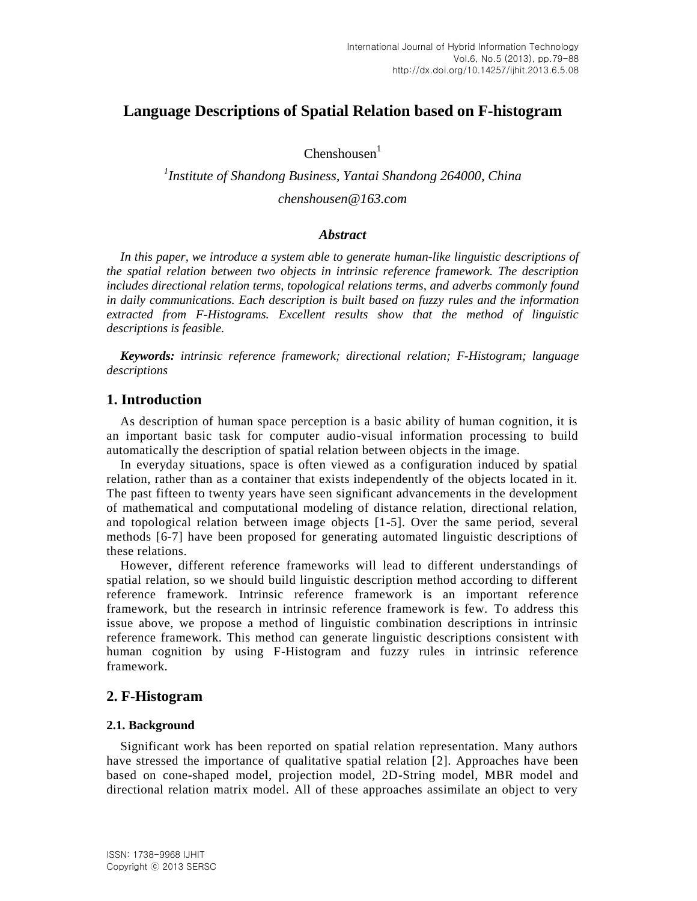# Language Descriptions of Spatial Relation based on F-histogram

Chenshousen[1]

[1]*Institute of Shandong Business, Yantai Shandong 264000, China*

*chenshousen@163.com*

### *Abstract*

*In this paper, we introduce a system able to generate human-like linguistic descriptions of the spatial relation between two objects in intrinsic reference framework. The description includes directional relation terms, topological relations terms, and adverbs commonly found in daily communications. Each description is built based on fuzzy rules and the information extracted from F-Histograms. Excellent results show that the method of linguistic descriptions is feasible.*

***Keywords:*** *intrinsic reference framework; directional relation; F-Histogram; language descriptions*

## 1. Introduction

As description of human space perception is a basic ability of human cognition, it is an important basic task for computer audio-visual information processing to build automatically the description of spatial relation between objects in the image.

In everyday situations, space is often viewed as a configuration induced by spatial relation, rather than as a container that exists independently of the objects located in it. The past fifteen to twenty years have seen significant advancements in the development of mathematical and computational modeling of distance relation, directional relation, and topological relation between image objects [1-5]. Over the same period, several methods [6-7] have been proposed for generating automated linguistic descriptions of these relations.

However, different reference frameworks will lead to different understandings of spatial relation, so we should build linguistic description method according to different reference framework. Intrinsic reference framework is an important reference framework, but the research in intrinsic reference framework is few. To address this issue above, we propose a method of linguistic combination descriptions in intrinsic reference framework. This method can generate linguistic descriptions consistent with human cognition by using F-Histogram and fuzzy rules in intrinsic reference framework.

## 2. F-Histogram

### 2.1. Background

Significant work has been reported on spatial relation representation. Many authors have stressed the importance of qualitative spatial relation [2]. Approaches have been based on cone-shaped model, projection model, 2D-String model, MBR model and directional relation matrix model. All of these approaches assimilate an object to very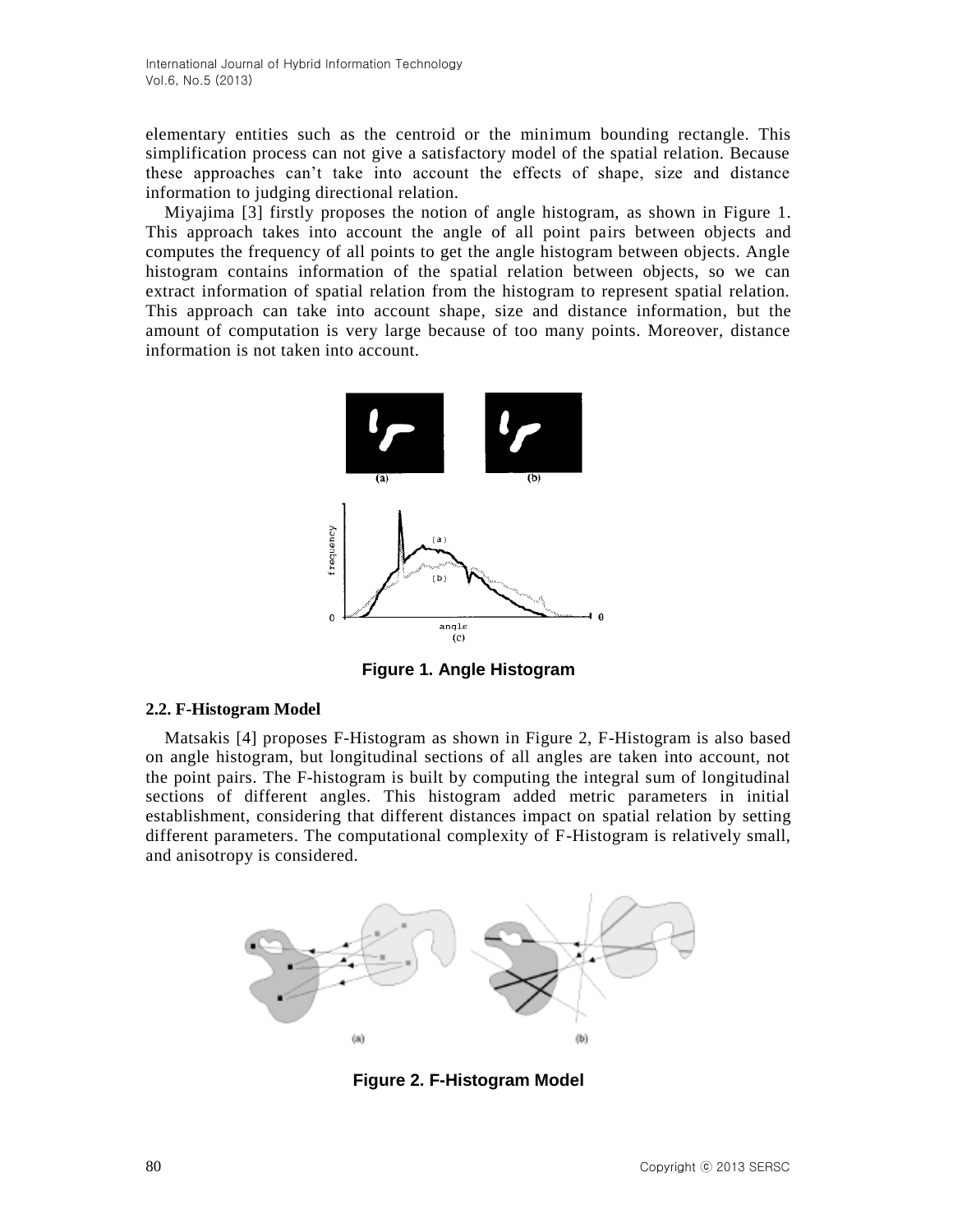elementary entities such as the centroid or the minimum bounding rectangle. This simplification process can not give a satisfactory model of the spatial relation. Because these approaches can't take into account the effects of shape, size and distance information to judging directional relation.

Miyajima [3] firstly proposes the notion of angle histogram, as shown in Figure 1. This approach takes into account the angle of all point pairs between objects and computes the frequency of all points to get the angle histogram between objects. Angle histogram contains information of the spatial relation between objects, so we can extract information of spatial relation from the histogram to represent spatial relation. This approach can take into account shape, size and distance information, but the amount of computation is very large because of too many points. Moreover, distance information is not taken into account.

**Figure 1. Angle Histogram**

### 2.2. F-Histogram Model

Matsakis [4] proposes F-Histogram as shown in Figure 2, F-Histogram is also based on angle histogram, but longitudinal sections of all angles are taken into account, not the point pairs. The F-histogram is built by computing the integral sum of longitudinal sections of different angles. This histogram added metric parameters in initial establishment, considering that different distances impact on spatial relation by setting different parameters. The computational complexity of F-Histogram is relatively small, and anisotropy is considered.

**Figure 2. F-Histogram Model**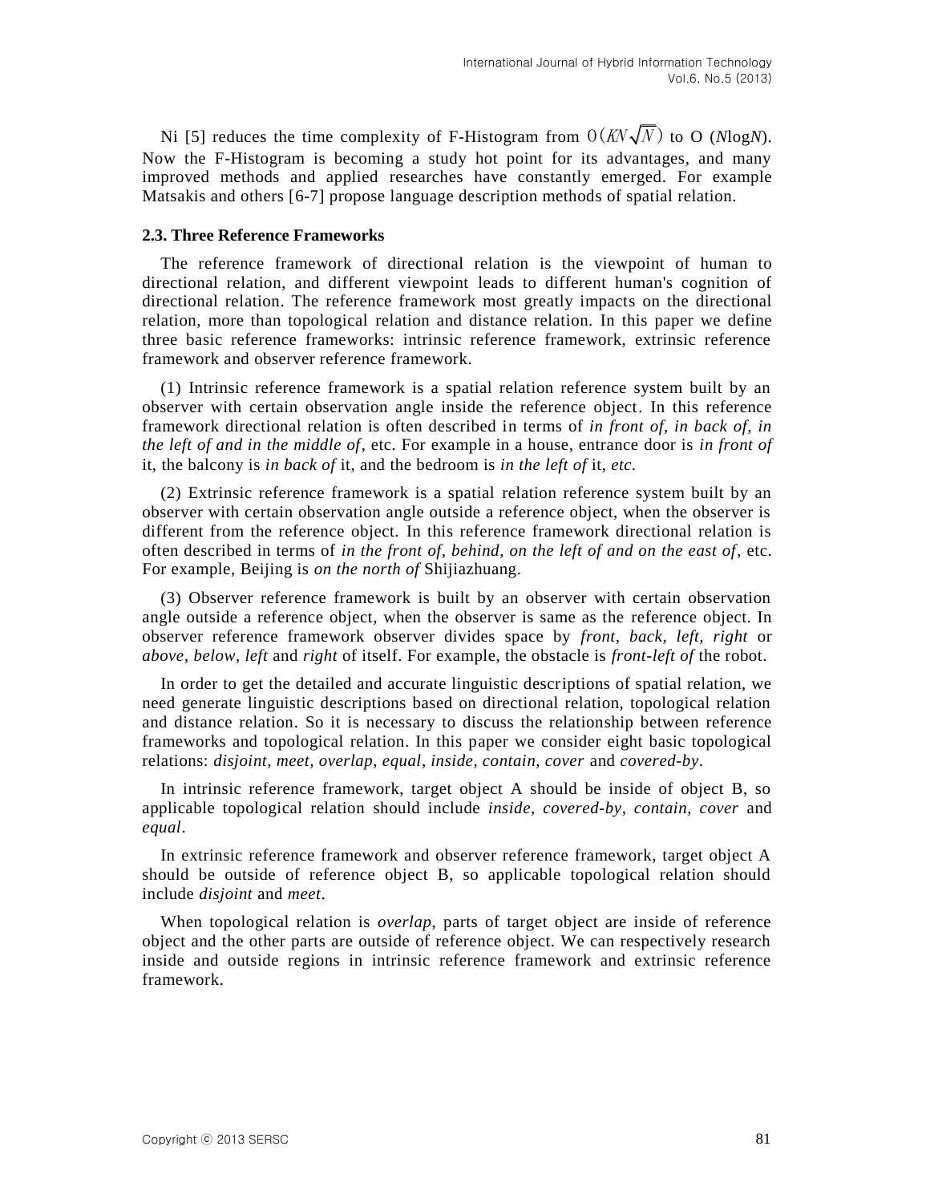Ni [5] reduces the time complexity of F-Histogram from $O(KN\sqrt{N})$ to O ($N\log N$). Now the F-Histogram is becoming a study hot point for its advantages, and many improved methods and applied researches have constantly emerged. For example Matsakis and others [6-7] propose language description methods of spatial relation.

### 2.3. Three Reference Frameworks

The reference framework of directional relation is the viewpoint of human to directional relation, and different viewpoint leads to different human's cognition of directional relation. The reference framework most greatly impacts on the directional relation, more than topological relation and distance relation. In this paper we define three basic reference frameworks: intrinsic reference framework, extrinsic reference framework and observer reference framework.

(1) Intrinsic reference framework is a spatial relation reference system built by an observer with certain observation angle inside the reference object. In this reference framework directional relation is often described in terms of *in front of, in back of, in the left of and in the middle of*, etc. For example in a house, entrance door is *in front of* it, the balcony is *in back of* it, and the bedroom is *in the left of* it, *etc.*

(2) Extrinsic reference framework is a spatial relation reference system built by an observer with certain observation angle outside a reference object, when the observer is different from the reference object. In this reference framework directional relation is often described in terms of *in the front of, behind, on the left of and on the east of*, etc. For example, Beijing is *on the north of* Shijiazhuang.

(3) Observer reference framework is built by an observer with certain observation angle outside a reference object, when the observer is same as the reference object. In observer reference framework observer divides space by *front, back, left, right* or *above, below, left* and *right* of itself. For example, the obstacle is *front-left of* the robot.

In order to get the detailed and accurate linguistic descriptions of spatial relation, we need generate linguistic descriptions based on directional relation, topological relation and distance relation. So it is necessary to discuss the relationship between reference frameworks and topological relation. In this paper we consider eight basic topological relations: *disjoint, meet, overlap, equal, inside, contain, cover* and *covered-by*.

In intrinsic reference framework, target object A should be inside of object B, so applicable topological relation should include *inside, covered-by, contain, cover* and *equal*.

In extrinsic reference framework and observer reference framework, target object A should be outside of reference object B, so applicable topological relation should include *disjoint* and *meet*.

When topological relation is *overlap*, parts of target object are inside of reference object and the other parts are outside of reference object. We can respectively research inside and outside regions in intrinsic reference framework and extrinsic reference framework.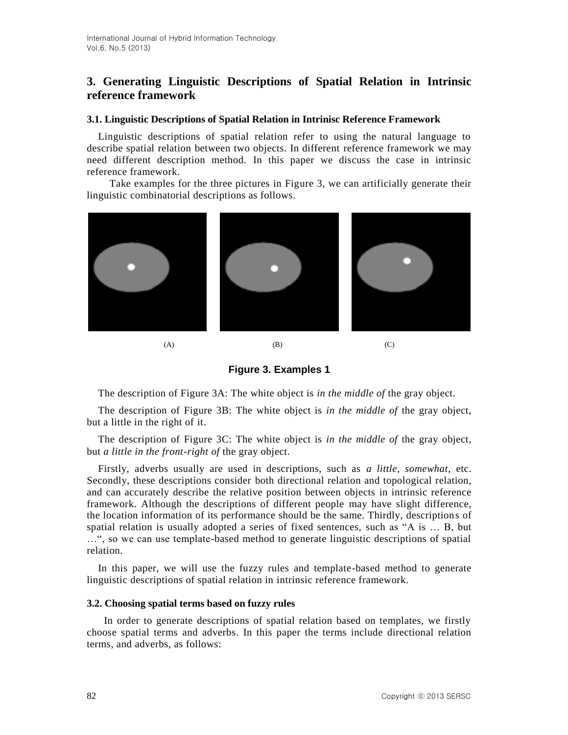## 3. Generating Linguistic Descriptions of Spatial Relation in Intrinsic reference framework

### 3.1. Linguistic Descriptions of Spatial Relation in Intrinisc Reference Framework

Linguistic descriptions of spatial relation refer to using the natural language to describe spatial relation between two objects. In different reference framework we may need different description method. In this paper we discuss the case in intrinsic reference framework.

Take examples for the three pictures in Figure 3, we can artificially generate their linguistic combinatorial descriptions as follows.

(A) (B) (C)

**Figure 3. Examples 1**

The description of Figure 3A: The white object is *in the middle of* the gray object.

The description of Figure 3B: The white object is *in the middle of* the gray object, but a little in the right of it.

The description of Figure 3C: The white object is *in the middle of* the gray object, but *a little in the front-right of* the gray object.

Firstly, adverbs usually are used in descriptions, such as *a little*, *somewhat*, etc. Secondly, these descriptions consider both directional relation and topological relation, and can accurately describe the relative position between objects in intrinsic reference framework. Although the descriptions of different people may have slight difference, the location information of its performance should be the same. Thirdly, descriptions of spatial relation is usually adopted a series of fixed sentences, such as "A is … B, but …", so we can use template-based method to generate linguistic descriptions of spatial relation.

In this paper, we will use the fuzzy rules and template-based method to generate linguistic descriptions of spatial relation in intrinsic reference framework.

### 3.2. Choosing spatial terms based on fuzzy rules

In order to generate descriptions of spatial relation based on templates, we firstly choose spatial terms and adverbs. In this paper the terms include directional relation terms, and adverbs, as follows: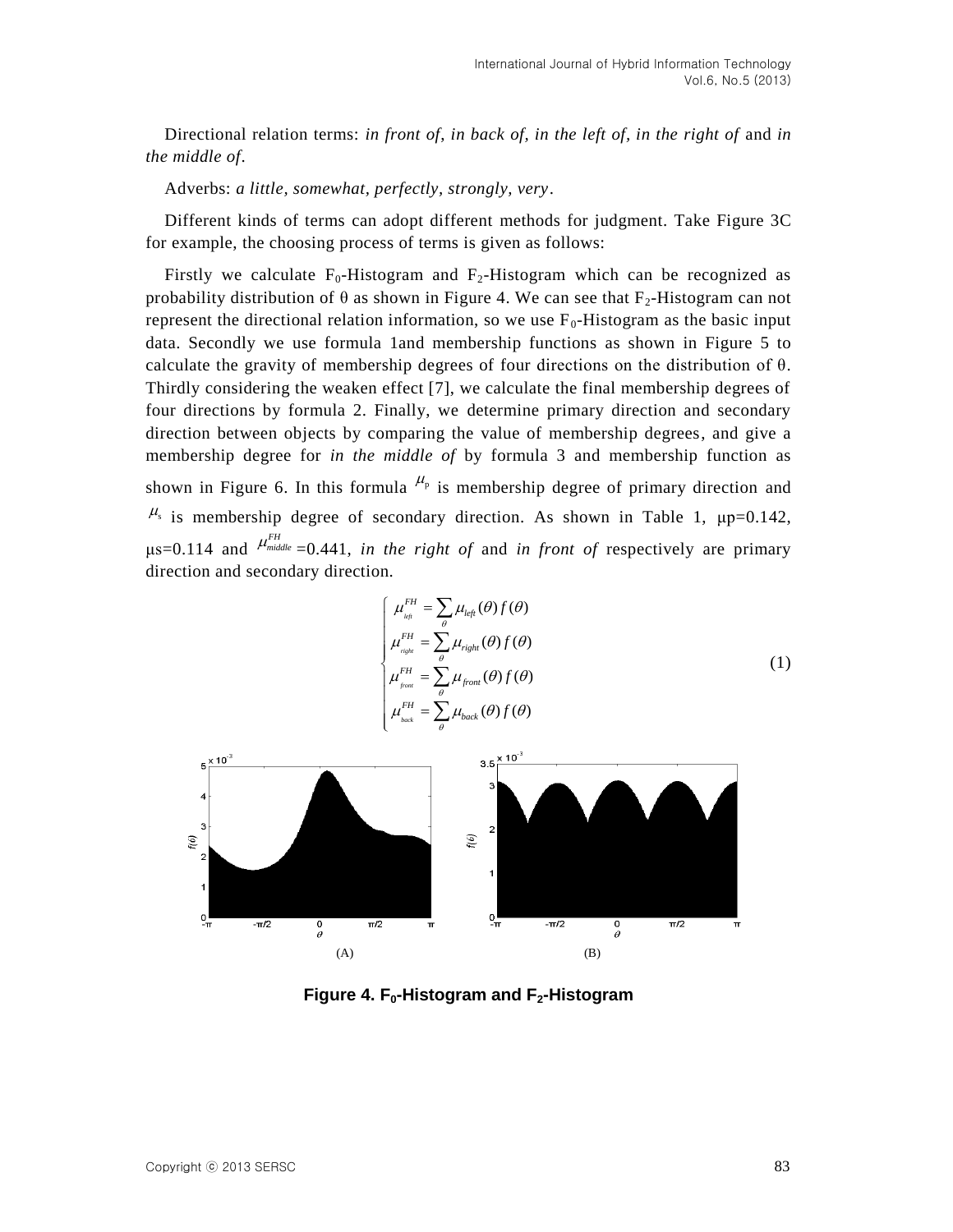Directional relation terms: *in front of*, *in back of*, *in the left of*, *in the right of* and *in the middle of*.

Adverbs: *a little*, *somewhat*, *perfectly*, *strongly*, *very*.

Different kinds of terms can adopt different methods for judgment. Take Figure 3C for example, the choosing process of terms is given as follows:

Firstly we calculate $F_0$-Histogram and $F_2$-Histogram which can be recognized as probability distribution of θ as shown in Figure 4. We can see that $F_2$-Histogram can not represent the directional relation information, so we use $F_0$-Histogram as the basic input data. Secondly we use formula 1and membership functions as shown in Figure 5 to calculate the gravity of membership degrees of four directions on the distribution of θ. Thirdly considering the weaken effect [7], we calculate the final membership degrees of four directions by formula 2. Finally, we determine primary direction and secondary direction between objects by comparing the value of membership degrees, and give a membership degree for *in the middle of* by formula 3 and membership function as shown in Figure 6. In this formula $\mu_p$ is membership degree of primary direction and $\mu_s$ is membership degree of secondary direction. As shown in Table 1, μp=0.142, μs=0.114 and $\mu_{middle}^{FH}$=0.441, *in the right of* and *in front of* respectively are primary direction and secondary direction.

$$
\begin{cases}
\mu_{left}^{FH} = \sum_{\theta} \mu_{left}(\theta) f(\theta) \\
\mu_{right}^{FH} = \sum_{\theta} \mu_{right}(\theta) f(\theta) \\
\mu_{front}^{FH} = \sum_{\theta} \mu_{front}(\theta) f(\theta) \\
\mu_{back}^{FH} = \sum_{\theta} \mu_{back}(\theta) f(\theta)
\end{cases} \tag{1}
$$

(A) (B)

**Figure 4. $F_0$-Histogram and $F_2$-Histogram**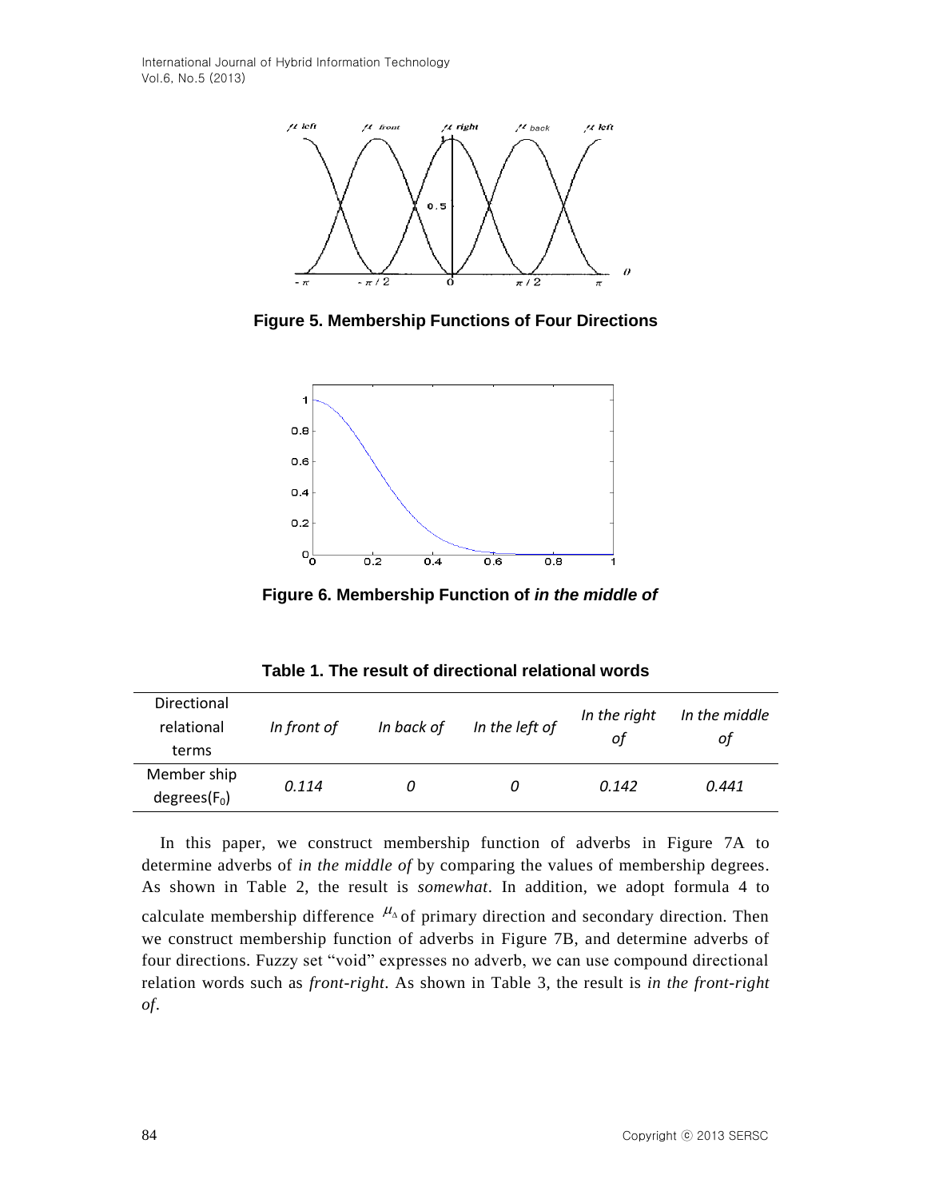**Figure 5. Membership Functions of Four Directions**

**Figure 6. Membership Function of *in the middle of***

**Table 1. The result of directional relational words**

| Directional relational terms | *In front of* | *In back of* | *In the left of* | *In the right of* | *In the middle of* |
|---|---|---|---|---|---|
| Member ship degrees($F_0$) | *0.114* | *0* | *0* | *0.142* | *0.441* |

In this paper, we construct membership function of adverbs in Figure 7A to determine adverbs of *in the middle of* by comparing the values of membership degrees. As shown in Table 2, the result is *somewhat*. In addition, we adopt formula 4 to calculate membership difference $\mu_\Delta$ of primary direction and secondary direction. Then we construct membership function of adverbs in Figure 7B, and determine adverbs of four directions. Fuzzy set "void" expresses no adverb, we can use compound directional relation words such as *front-right*. As shown in Table 3, the result is *in the front-right of*.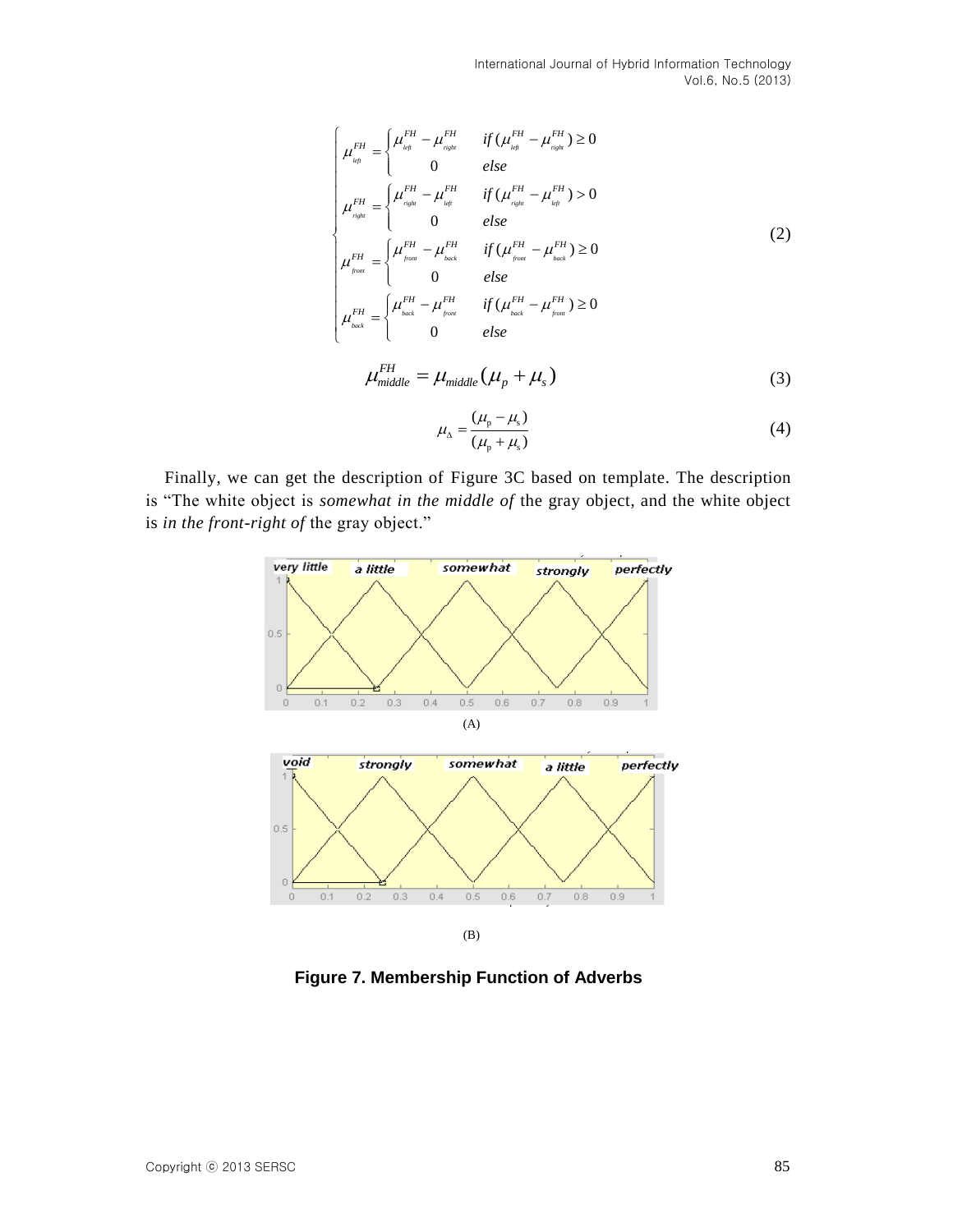$$
\begin{cases}
\mu_{left}^{FH} = \begin{cases} \mu_{left}^{FH} - \mu_{right}^{FH} & if\,(\mu_{left}^{FH} - \mu_{right}^{FH}) \geq 0 \\ 0 & else \end{cases} \\
\mu_{right}^{FH} = \begin{cases} \mu_{right}^{FH} - \mu_{left}^{FH} & if\,(\mu_{right}^{FH} - \mu_{left}^{FH}) > 0 \\ 0 & else \end{cases} \\
\mu_{front}^{FH} = \begin{cases} \mu_{front}^{FH} - \mu_{back}^{FH} & if\,(\mu_{front}^{FH} - \mu_{back}^{FH}) \geq 0 \\ 0 & else \end{cases} \\
\mu_{back}^{FH} = \begin{cases} \mu_{back}^{FH} - \mu_{front}^{FH} & if\,(\mu_{back}^{FH} - \mu_{front}^{FH}) \geq 0 \\ 0 & else \end{cases}
\end{cases}
\tag{2}
$$

$$
\mu_{middle}^{FH} = \mu_{middle}(\mu_p + \mu_s) \tag{3}
$$

$$
\mu_{\Delta} = \frac{(\mu_p - \mu_s)}{(\mu_p + \mu_s)} \tag{4}
$$

Finally, we can get the description of Figure 3C based on template. The description is "The white object is *somewhat in the middle of* the gray object, and the white object is *in the front-right of* the gray object."

(A)

(B)

**Figure 7. Membership Function of Adverbs**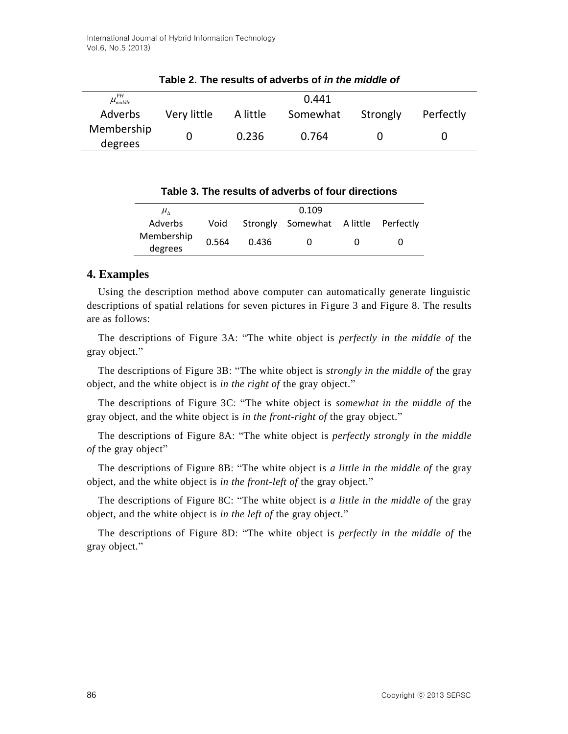**Table 2. The results of adverbs of *in the middle of***

| $\mu_{middle}^{FH}$ | | | 0.441 | | |
|---|---|---|---|---|---|
| Adverbs | Very little | A little | Somewhat | Strongly | Perfectly |
| Membership degrees | 0 | 0.236 | 0.764 | 0 | 0 |

**Table 3. The results of adverbs of four directions**

| $\mu_{\Delta}$ | | | 0.109 | | |
|---|---|---|---|---|---|
| Adverbs | Void | Strongly | Somewhat | A little | Perfectly |
| Membership degrees | 0.564 | 0.436 | 0 | 0 | 0 |

## 4. Examples

Using the description method above computer can automatically generate linguistic descriptions of spatial relations for seven pictures in Figure 3 and Figure 8. The results are as follows:

The descriptions of Figure 3A: "The white object is *perfectly in the middle of* the gray object."

The descriptions of Figure 3B: "The white object is *strongly in the middle of* the gray object, and the white object is *in the right of* the gray object."

The descriptions of Figure 3C: "The white object is *somewhat in the middle of* the gray object, and the white object is *in the front-right of* the gray object."

The descriptions of Figure 8A: "The white object is *perfectly strongly in the middle of* the gray object"

The descriptions of Figure 8B: "The white object is *a little in the middle of* the gray object, and the white object is *in the front-left of* the gray object."

The descriptions of Figure 8C: "The white object is *a little in the middle of* the gray object, and the white object is *in the left of* the gray object."

The descriptions of Figure 8D: "The white object is *perfectly in the middle of* the gray object."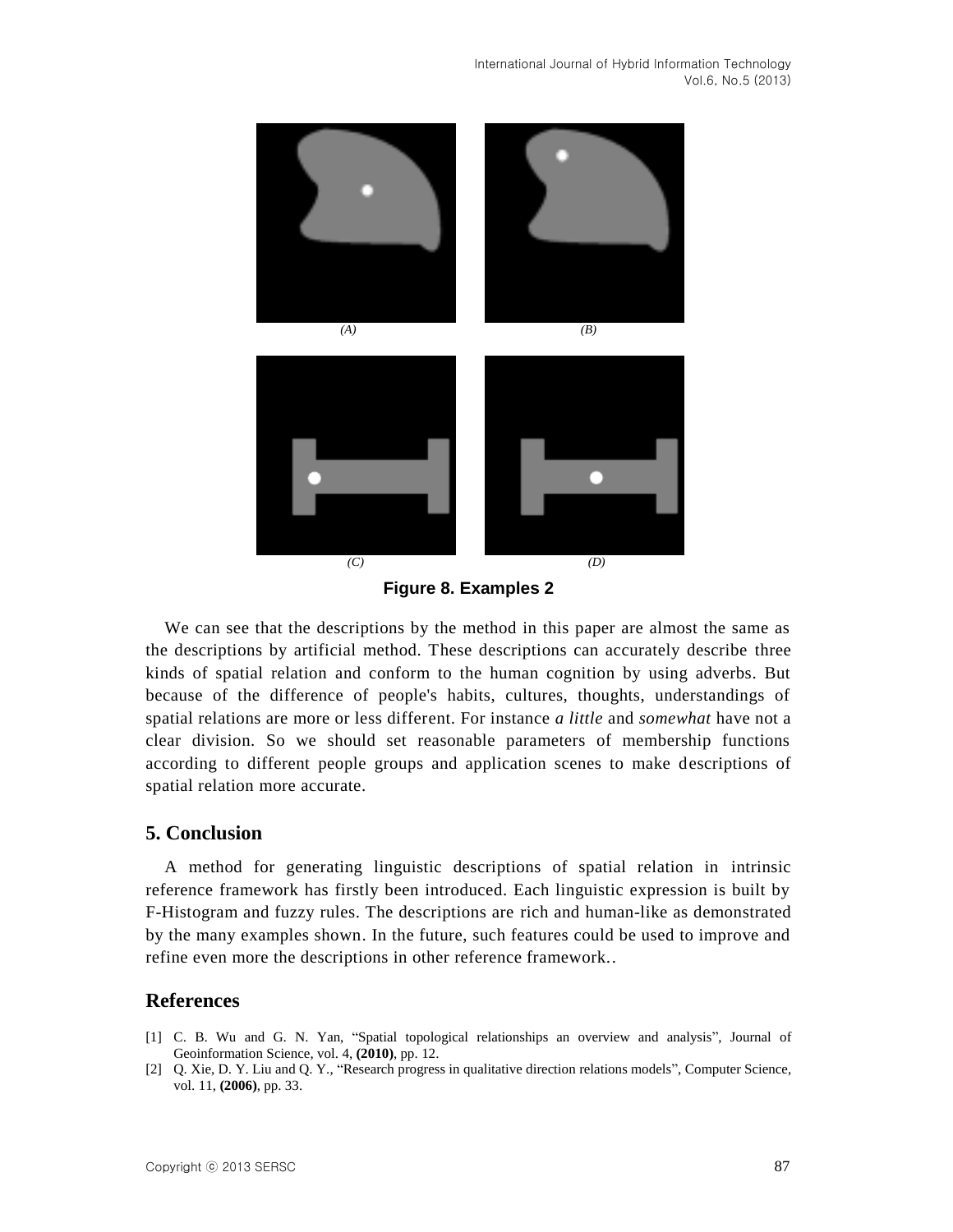(A) (B)

(C) (D)

**Figure 8. Examples 2**

We can see that the descriptions by the method in this paper are almost the same as the descriptions by artificial method. These descriptions can accurately describe three kinds of spatial relation and conform to the human cognition by using adverbs. But because of the difference of people's habits, cultures, thoughts, understandings of spatial relations are more or less different. For instance *a little* and *somewhat* have not a clear division. So we should set reasonable parameters of membership functions according to different people groups and application scenes to make descriptions of spatial relation more accurate.

## 5. Conclusion

A method for generating linguistic descriptions of spatial relation in intrinsic reference framework has firstly been introduced. Each linguistic expression is built by F-Histogram and fuzzy rules. The descriptions are rich and human-like as demonstrated by the many examples shown. In the future, such features could be used to improve and refine even more the descriptions in other reference framework..

## References

[1] C. B. Wu and G. N. Yan, "Spatial topological relationships an overview and analysis", Journal of Geoinformation Science, vol. 4, **(2010)**, pp. 12.

[2] Q. Xie, D. Y. Liu and Q. Y., "Research progress in qualitative direction relations models", Computer Science, vol. 11, **(2006)**, pp. 33.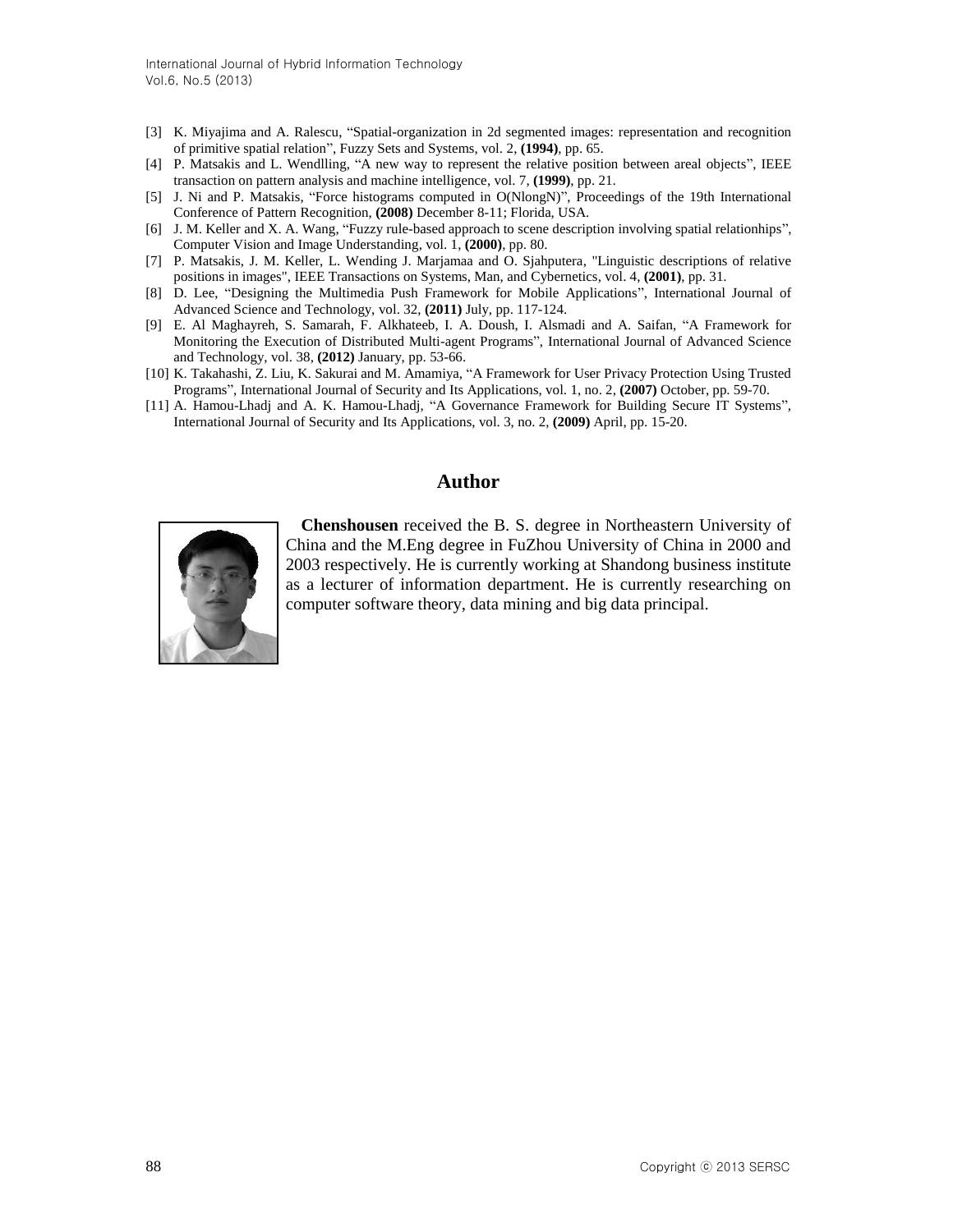[3] K. Miyajima and A. Ralescu, “Spatial-organization in 2d segmented images: representation and recognition of primitive spatial relation”, Fuzzy Sets and Systems, vol. 2, **(1994)**, pp. 65.

[4] P. Matsakis and L. Wendlling, “A new way to represent the relative position between areal objects”, IEEE transaction on pattern analysis and machine intelligence, vol. 7, **(1999)**, pp. 21.

[5] J. Ni and P. Matsakis, “Force histograms computed in O(NlongN)”, Proceedings of the 19th International Conference of Pattern Recognition, **(2008)** December 8-11; Florida, USA.

[6] J. M. Keller and X. A. Wang, “Fuzzy rule-based approach to scene description involving spatial relationhips”, Computer Vision and Image Understanding, vol. 1, **(2000)**, pp. 80.

[7] P. Matsakis, J. M. Keller, L. Wending J. Marjamaa and O. Sjahputera, "Linguistic descriptions of relative positions in images", IEEE Transactions on Systems, Man, and Cybernetics, vol. 4, **(2001)**, pp. 31.

[8] D. Lee, “Designing the Multimedia Push Framework for Mobile Applications”, International Journal of Advanced Science and Technology, vol. 32, **(2011)** July, pp. 117-124.

[9] E. Al Maghayreh, S. Samarah, F. Alkhateeb, I. A. Doush, I. Alsmadi and A. Saifan, “A Framework for Monitoring the Execution of Distributed Multi-agent Programs”, International Journal of Advanced Science and Technology, vol. 38, **(2012)** January, pp. 53-66.

[10] K. Takahashi, Z. Liu, K. Sakurai and M. Amamiya, “A Framework for User Privacy Protection Using Trusted Programs”, International Journal of Security and Its Applications, vol. 1, no. 2, **(2007)** October, pp. 59-70.

[11] A. Hamou-Lhadj and A. K. Hamou-Lhadj, “A Governance Framework for Building Secure IT Systems”, International Journal of Security and Its Applications, vol. 3, no. 2, **(2009)** April, pp. 15-20.

## Author

**Chenshousen** received the B. S. degree in Northeastern University of China and the M.Eng degree in FuZhou University of China in 2000 and 2003 respectively. He is currently working at Shandong business institute as a lecturer of information department. He is currently researching on computer software theory, data mining and big data principal.